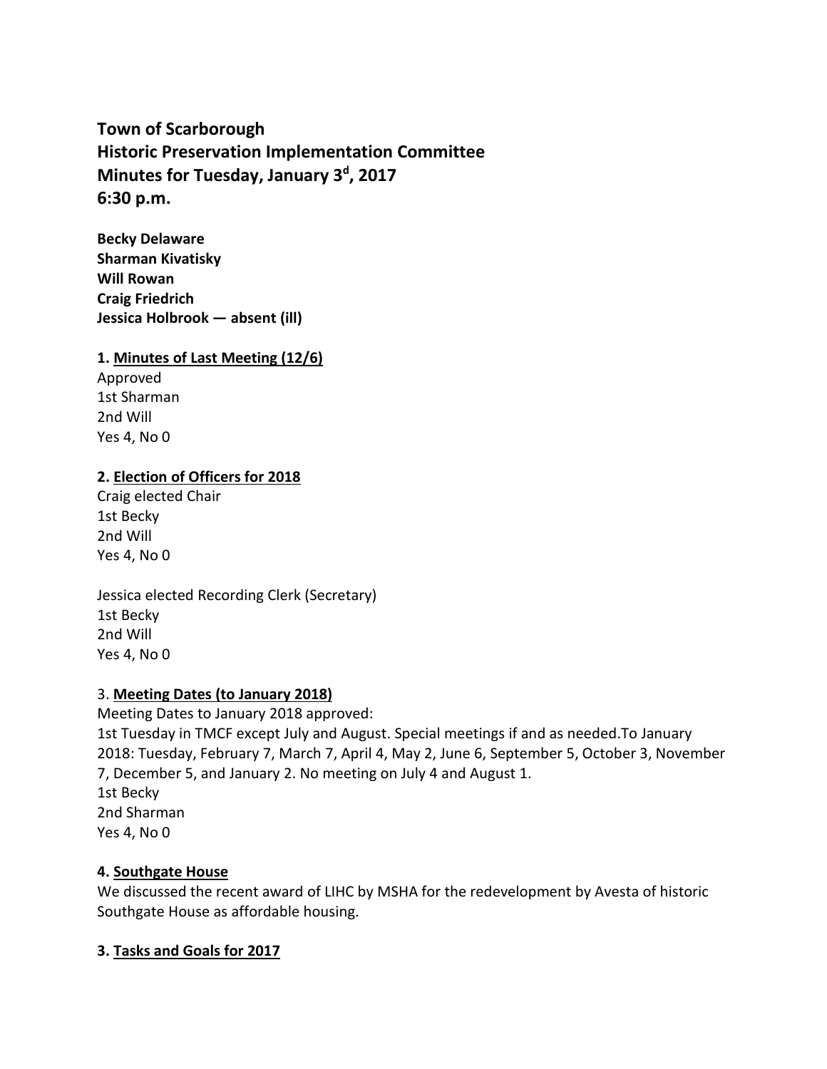**Town of Scarborough**
**Historic Preservation Implementation Committee**
**Minutes for Tuesday, January 3d, 2017**
**6:30 p.m.**

**Becky Delaware**
**Sharman Kivatisky**
**Will Rowan**
**Craig Friedrich**
**Jessica Holbrook — absent (ill)**

**1. Minutes of Last Meeting (12/6)**

Approved
1st Sharman
2nd Will
Yes 4, No 0

**2. Election of Officers for 2018**

Craig elected Chair
1st Becky
2nd Will
Yes 4, No 0

Jessica elected Recording Clerk (Secretary)
1st Becky
2nd Will
Yes 4, No 0

3. **Meeting Dates (to January 2018)**

Meeting Dates to January 2018 approved:
1st Tuesday in TMCF except July and August. Special meetings if and as needed.To January 2018: Tuesday, February 7, March 7, April 4, May 2, June 6, September 5, October 3, November 7, December 5, and January 2. No meeting on July 4 and August 1.
1st Becky
2nd Sharman
Yes 4, No 0

**4. Southgate House**

We discussed the recent award of LIHC by MSHA for the redevelopment by Avesta of historic Southgate House as affordable housing.

**3. Tasks and Goals for 2017**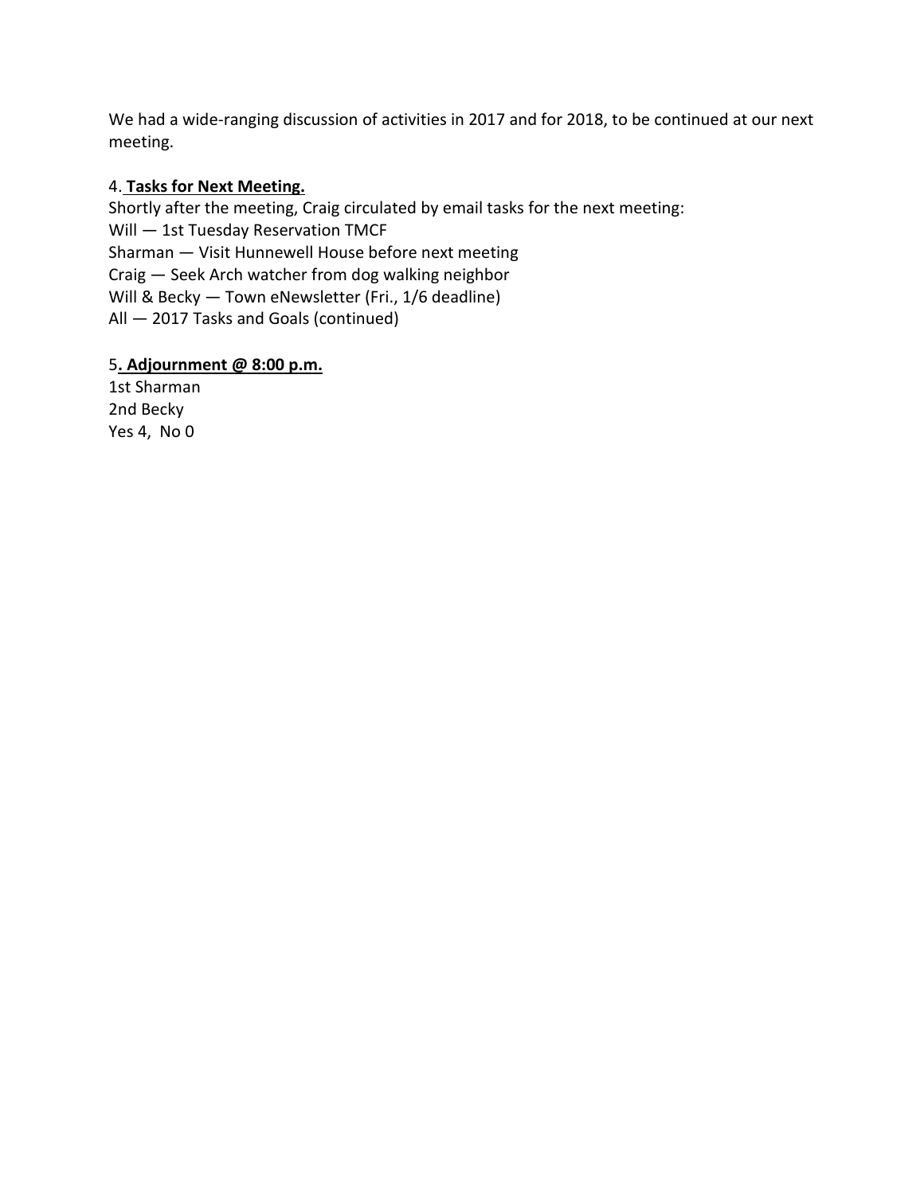We had a wide-ranging discussion of activities in 2017 and for 2018, to be continued at our next meeting.

4. **Tasks for Next Meeting.**

Shortly after the meeting, Craig circulated by email tasks for the next meeting:
Will — 1st Tuesday Reservation TMCF
Sharman — Visit Hunnewell House before next meeting
Craig — Seek Arch watcher from dog walking neighbor
Will & Becky — Town eNewsletter (Fri., 1/6 deadline)
All — 2017 Tasks and Goals (continued)

5**. Adjournment @ 8:00 p.m.**

1st Sharman
2nd Becky
Yes 4, No 0